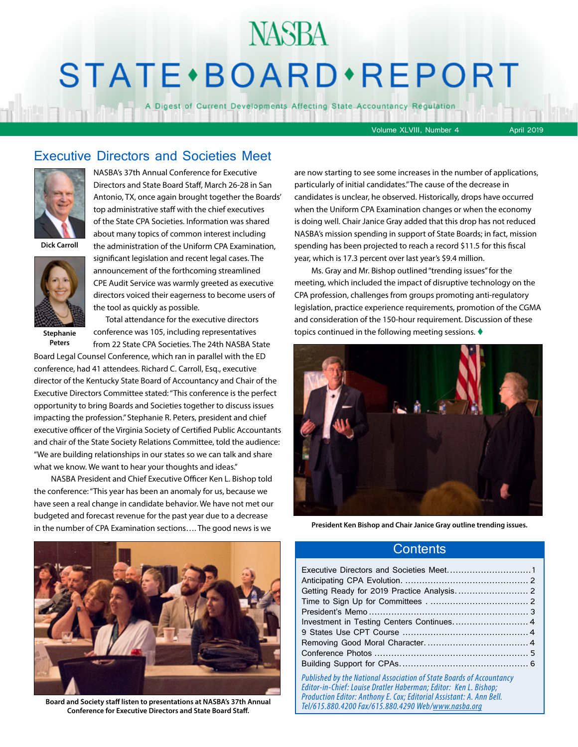# NASBA STATE•BOARD•REPORT

A Digest of Current Developments Affecting State Accountancy Regulation

Volume XLVIII, Number 4 April 2019

## Executive Directors and Societies Meet

Dick Carroll

Stephanie Peters

NASBA's 37th Annual Conference for Executive Directors and State Board Staff, March 26-28 in San Antonio, TX, once again brought together the Boards' top administrative staff with the chief executives of the State CPA Societies. Information was shared about many topics of common interest including the administration of the Uniform CPA Examination, significant legislation and recent legal cases. The announcement of the forthcoming streamlined CPE Audit Service was warmly greeted as executive directors voiced their eagerness to become users of the tool as quickly as possible.

Total attendance for the executive directors conference was 105, including representatives from 22 State CPA Societies. The 24th NASBA State Board Legal Counsel Conference, which ran in parallel with the ED conference, had 41 attendees. Richard C. Carroll, Esq., executive director of the Kentucky State Board of Accountancy and Chair of the Executive Directors Committee stated: "This conference is the perfect opportunity to bring Boards and Societies together to discuss issues impacting the profession." Stephanie R. Peters, president and chief executive officer of the Virginia Society of Certified Public Accountants and chair of the State Society Relations Committee, told the audience: "We are building relationships in our states so we can talk and share what we know. We want to hear your thoughts and ideas."

NASBA President and Chief Executive Officer Ken L. Bishop told the conference: "This year has been an anomaly for us, because we have seen a real change in candidate behavior. We have not met our budgeted and forecast revenue for the past year due to a decrease in the number of CPA Examination sections…. The good news is we are now starting to see some increases in the number of applications, particularly of initial candidates." The cause of the decrease in candidates is unclear, he observed. Historically, drops have occurred when the Uniform CPA Examination changes or when the economy is doing well. Chair Janice Gray added that this drop has not reduced NASBA's mission spending in support of State Boards; in fact, mission spending has been projected to reach a record $11.5 for this fiscal year, which is 17.3 percent over last year's $9.4 million.

Ms. Gray and Mr. Bishop outlined "trending issues" for the meeting, which included the impact of disruptive technology on the CPA profession, challenges from groups promoting anti-regulatory legislation, practice experience requirements, promotion of the CGMA and consideration of the 150-hour requirement. Discussion of these topics continued in the following meeting sessions. ♦

**President Ken Bishop and Chair Janice Gray outline trending issues.**

**Board and Society staff listen to presentations at NASBA's 37th Annual Conference for Executive Directors and State Board Staff.**

## Contents

| | |
|---|---|
| Executive Directors and Societies Meet | 1 |
| Anticipating CPA Evolution | 2 |
| Getting Ready for 2019 Practice Analysis | 2 |
| Time to Sign Up for Committees | 2 |
| President's Memo | 3 |
| Investment in Testing Centers Continues | 4 |
| 9 States Use CPT Course | 4 |
| Removing Good Moral Character | 4 |
| Conference Photos | 5 |
| Building Support for CPAs | 6 |

*Published by the National Association of State Boards of Accountancy*
*Editor-in-Chief: Louise Dratler Haberman; Editor: Ken L. Bishop;*
*Production Editor: Anthony E. Cox; Editorial Assistant: A. Ann Bell.*
*Tel/615.880.4200 Fax/615.880.4290 Web/www.nasba.org*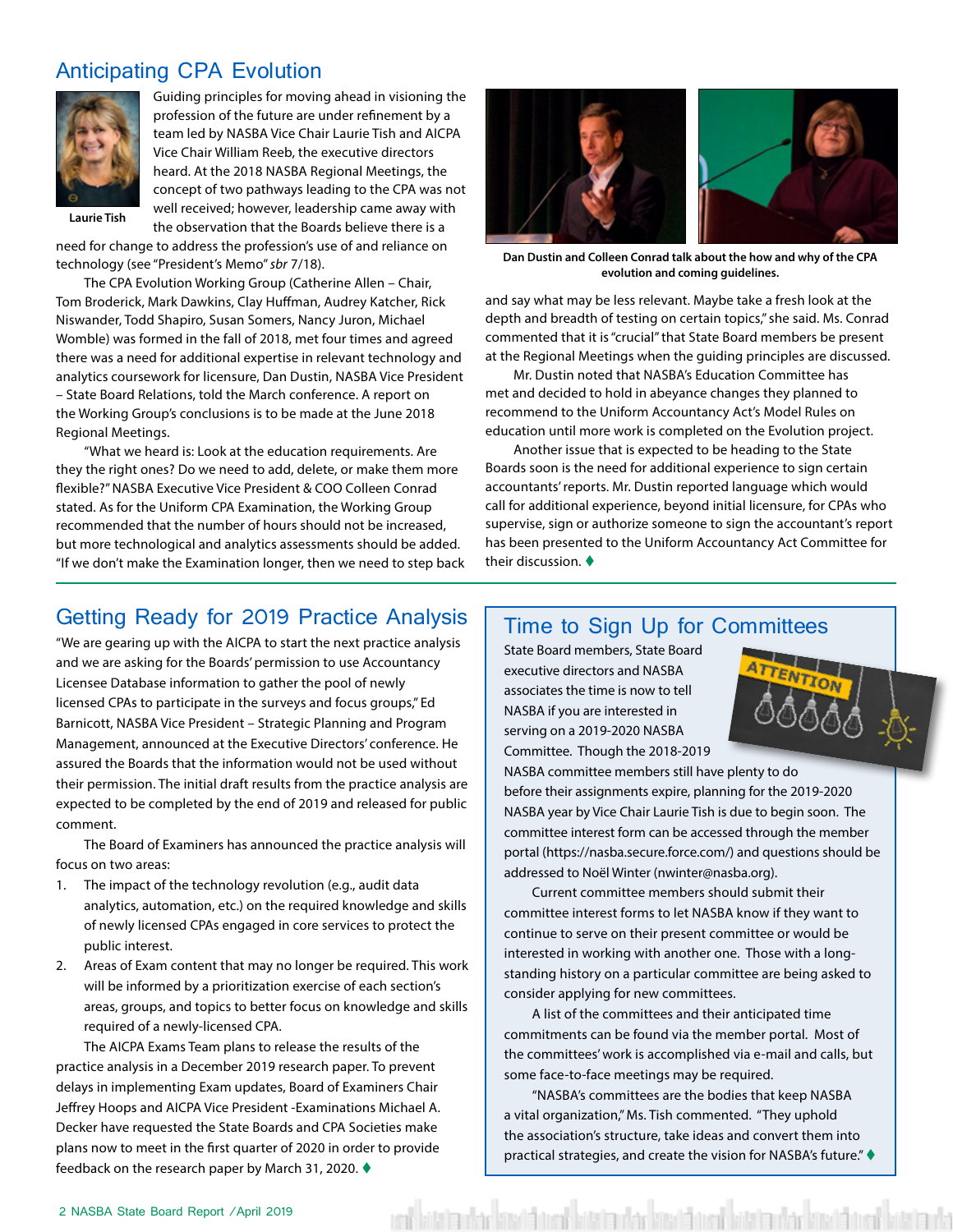## Anticipating CPA Evolution

Laurie Tish

Guiding principles for moving ahead in visioning the profession of the future are under refinement by a team led by NASBA Vice Chair Laurie Tish and AICPA Vice Chair William Reeb, the executive directors heard. At the 2018 NASBA Regional Meetings, the concept of two pathways leading to the CPA was not well received; however, leadership came away with the observation that the Boards believe there is a need for change to address the profession's use of and reliance on technology (see "President's Memo" *sbr* 7/18).

The CPA Evolution Working Group (Catherine Allen – Chair, Tom Broderick, Mark Dawkins, Clay Huffman, Audrey Katcher, Rick Niswander, Todd Shapiro, Susan Somers, Nancy Juron, Michael Womble) was formed in the fall of 2018, met four times and agreed there was a need for additional expertise in relevant technology and analytics coursework for licensure, Dan Dustin, NASBA Vice President – State Board Relations, told the March conference. A report on the Working Group's conclusions is to be made at the June 2018 Regional Meetings.

"What we heard is: Look at the education requirements. Are they the right ones? Do we need to add, delete, or make them more flexible?" NASBA Executive Vice President & COO Colleen Conrad stated. As for the Uniform CPA Examination, the Working Group recommended that the number of hours should not be increased, but more technological and analytics assessments should be added. "If we don't make the Examination longer, then we need to step back and say what may be less relevant. Maybe take a fresh look at the depth and breadth of testing on certain topics," she said. Ms. Conrad commented that it is "crucial" that State Board members be present at the Regional Meetings when the guiding principles are discussed.

Dan Dustin and Colleen Conrad talk about the how and why of the CPA evolution and coming guidelines.

Mr. Dustin noted that NASBA's Education Committee has met and decided to hold in abeyance changes they planned to recommend to the Uniform Accountancy Act's Model Rules on education until more work is completed on the Evolution project.

Another issue that is expected to be heading to the State Boards soon is the need for additional experience to sign certain accountants' reports. Mr. Dustin reported language which would call for additional experience, beyond initial licensure, for CPAs who supervise, sign or authorize someone to sign the accountant's report has been presented to the Uniform Accountancy Act Committee for their discussion. ♦

## Getting Ready for 2019 Practice Analysis

"We are gearing up with the AICPA to start the next practice analysis and we are asking for the Boards' permission to use Accountancy Licensee Database information to gather the pool of newly licensed CPAs to participate in the surveys and focus groups," Ed Barnicott, NASBA Vice President – Strategic Planning and Program Management, announced at the Executive Directors' conference. He assured the Boards that the information would not be used without their permission. The initial draft results from the practice analysis are expected to be completed by the end of 2019 and released for public comment.

The Board of Examiners has announced the practice analysis will focus on two areas:

1. The impact of the technology revolution (e.g., audit data analytics, automation, etc.) on the required knowledge and skills of newly licensed CPAs engaged in core services to protect the public interest.
2. Areas of Exam content that may no longer be required. This work will be informed by a prioritization exercise of each section's areas, groups, and topics to better focus on knowledge and skills required of a newly-licensed CPA.

The AICPA Exams Team plans to release the results of the practice analysis in a December 2019 research paper. To prevent delays in implementing Exam updates, Board of Examiners Chair Jeffrey Hoops and AICPA Vice President -Examinations Michael A. Decker have requested the State Boards and CPA Societies make plans now to meet in the first quarter of 2020 in order to provide feedback on the research paper by March 31, 2020. ♦

## Time to Sign Up for Committees

State Board members, State Board executive directors and NASBA associates the time is now to tell NASBA if you are interested in serving on a 2019-2020 NASBA Committee. Though the 2018-2019 NASBA committee members still have plenty to do before their assignments expire, planning for the 2019-2020 NASBA year by Vice Chair Laurie Tish is due to begin soon. The committee interest form can be accessed through the member portal (https://nasba.secure.force.com/) and questions should be addressed to Noël Winter (nwinter@nasba.org).

Current committee members should submit their committee interest forms to let NASBA know if they want to continue to serve on their present committee or would be interested in working with another one. Those with a long-standing history on a particular committee are being asked to consider applying for new committees.

A list of the committees and their anticipated time commitments can be found via the member portal. Most of the committees' work is accomplished via e-mail and calls, but some face-to-face meetings may be required.

"NASBA's committees are the bodies that keep NASBA a vital organization," Ms. Tish commented. "They uphold the association's structure, take ideas and convert them into practical strategies, and create the vision for NASBA's future." ♦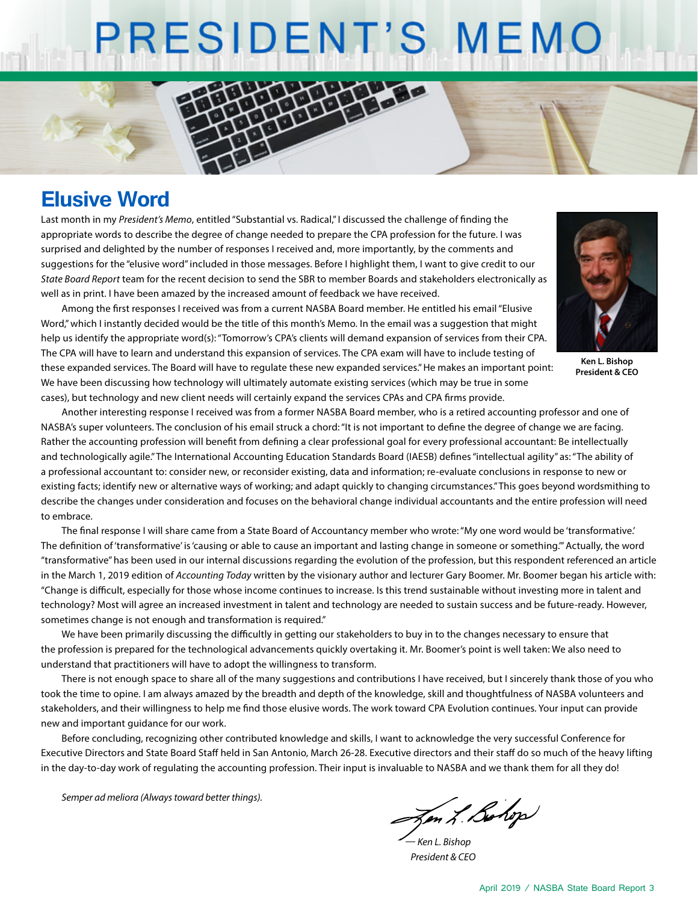# PRESIDENT'S MEMO

## Elusive Word

Last month in my *President's Memo*, entitled "Substantial vs. Radical," I discussed the challenge of finding the appropriate words to describe the degree of change needed to prepare the CPA profession for the future. I was surprised and delighted by the number of responses I received and, more importantly, by the comments and suggestions for the "elusive word" included in those messages. Before I highlight them, I want to give credit to our *State Board Report* team for the recent decision to send the SBR to member Boards and stakeholders electronically as well as in print. I have been amazed by the increased amount of feedback we have received.

**Ken L. Bishop**
**President & CEO**

Among the first responses I received was from a current NASBA Board member. He entitled his email "Elusive Word," which I instantly decided would be the title of this month's Memo. In the email was a suggestion that might help us identify the appropriate word(s): "Tomorrow's CPA's clients will demand expansion of services from their CPA. The CPA will have to learn and understand this expansion of services. The CPA exam will have to include testing of these expanded services. The Board will have to regulate these new expanded services." He makes an important point: We have been discussing how technology will ultimately automate existing services (which may be true in some cases), but technology and new client needs will certainly expand the services CPAs and CPA firms provide.

Another interesting response I received was from a former NASBA Board member, who is a retired accounting professor and one of NASBA's super volunteers. The conclusion of his email struck a chord: "It is not important to define the degree of change we are facing. Rather the accounting profession will benefit from defining a clear professional goal for every professional accountant: Be intellectually and technologically agile." The International Accounting Education Standards Board (IAESB) defines "intellectual agility" as: "The ability of a professional accountant to: consider new, or reconsider existing, data and information; re-evaluate conclusions in response to new or existing facts; identify new or alternative ways of working; and adapt quickly to changing circumstances." This goes beyond wordsmithing to describe the changes under consideration and focuses on the behavioral change individual accountants and the entire profession will need to embrace.

The final response I will share came from a State Board of Accountancy member who wrote: "My one word would be 'transformative.' The definition of 'transformative' is 'causing or able to cause an important and lasting change in someone or something.'" Actually, the word "transformative" has been used in our internal discussions regarding the evolution of the profession, but this respondent referenced an article in the March 1, 2019 edition of *Accounting Today* written by the visionary author and lecturer Gary Boomer. Mr. Boomer began his article with: "Change is difficult, especially for those whose income continues to increase. Is this trend sustainable without investing more in talent and technology? Most will agree an increased investment in talent and technology are needed to sustain success and be future-ready. However, sometimes change is not enough and transformation is required."

We have been primarily discussing the difficultly in getting our stakeholders to buy in to the changes necessary to ensure that the profession is prepared for the technological advancements quickly overtaking it. Mr. Boomer's point is well taken: We also need to understand that practitioners will have to adopt the willingness to transform.

There is not enough space to share all of the many suggestions and contributions I have received, but I sincerely thank those of you who took the time to opine. I am always amazed by the breadth and depth of the knowledge, skill and thoughtfulness of NASBA volunteers and stakeholders, and their willingness to help me find those elusive words. The work toward CPA Evolution continues. Your input can provide new and important guidance for our work.

Before concluding, recognizing other contributed knowledge and skills, I want to acknowledge the very successful Conference for Executive Directors and State Board Staff held in San Antonio, March 26-28. Executive directors and their staff do so much of the heavy lifting in the day-to-day work of regulating the accounting profession. Their input is invaluable to NASBA and we thank them for all they do!

*Semper ad meliora (Always toward better things).*

*— Ken L. Bishop*
*President & CEO*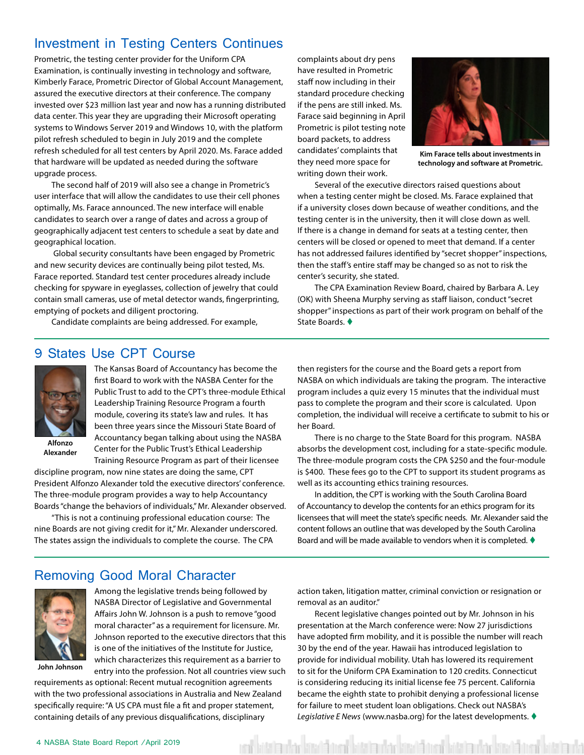## Investment in Testing Centers Continues

Prometric, the testing center provider for the Uniform CPA Examination, is continually investing in technology and software, Kimberly Farace, Prometric Director of Global Account Management, assured the executive directors at their conference. The company invested over $23 million last year and now has a running distributed data center. This year they are upgrading their Microsoft operating systems to Windows Server 2019 and Windows 10, with the platform pilot refresh scheduled to begin in July 2019 and the complete refresh scheduled for all test centers by April 2020. Ms. Farace added that hardware will be updated as needed during the software upgrade process.

The second half of 2019 will also see a change in Prometric's user interface that will allow the candidates to use their cell phones optimally, Ms. Farace announced. The new interface will enable candidates to search over a range of dates and across a group of geographically adjacent test centers to schedule a seat by date and geographical location.

Global security consultants have been engaged by Prometric and new security devices are continually being pilot tested, Ms. Farace reported. Standard test center procedures already include checking for spyware in eyeglasses, collection of jewelry that could contain small cameras, use of metal detector wands, fingerprinting, emptying of pockets and diligent proctoring.

Candidate complaints are being addressed. For example, complaints about dry pens have resulted in Prometric staff now including in their standard procedure checking if the pens are still inked. Ms. Farace said beginning in April Prometric is pilot testing note board packets, to address candidates' complaints that they need more space for writing down their work.

**Kim Farace tells about investments in technology and software at Prometric.**

Several of the executive directors raised questions about when a testing center might be closed. Ms. Farace explained that if a university closes down because of weather conditions, and the testing center is in the university, then it will close down as well. If there is a change in demand for seats at a testing center, then centers will be closed or opened to meet that demand. If a center has not addressed failures identified by "secret shopper" inspections, then the staff's entire staff may be changed so as not to risk the center's security, she stated.

The CPA Examination Review Board, chaired by Barbara A. Ley (OK) with Sheena Murphy serving as staff liaison, conduct "secret shopper" inspections as part of their work program on behalf of the State Boards. ♦

## 9 States Use CPT Course

**Alfonzo Alexander**

The Kansas Board of Accountancy has become the first Board to work with the NASBA Center for the Public Trust to add to the CPT's three-module Ethical Leadership Training Resource Program a fourth module, covering its state's law and rules. It has been three years since the Missouri State Board of Accountancy began talking about using the NASBA Center for the Public Trust's Ethical Leadership Training Resource Program as part of their licensee discipline program, now nine states are doing the same, CPT President Alfonzo Alexander told the executive directors' conference. The three-module program provides a way to help Accountancy Boards "change the behaviors of individuals," Mr. Alexander observed.

"This is not a continuing professional education course: The nine Boards are not giving credit for it," Mr. Alexander underscored. The states assign the individuals to complete the course. The CPA then registers for the course and the Board gets a report from NASBA on which individuals are taking the program. The interactive program includes a quiz every 15 minutes that the individual must pass to complete the program and their score is calculated. Upon completion, the individual will receive a certificate to submit to his or her Board.

There is no charge to the State Board for this program. NASBA absorbs the development cost, including for a state-specific module. The three-module program costs the CPA $250 and the four-module is $400. These fees go to the CPT to support its student programs as well as its accounting ethics training resources.

In addition, the CPT is working with the South Carolina Board of Accountancy to develop the contents for an ethics program for its licensees that will meet the state's specific needs. Mr. Alexander said the content follows an outline that was developed by the South Carolina Board and will be made available to vendors when it is completed. ♦

## Removing Good Moral Character

**John Johnson**

Among the legislative trends being followed by NASBA Director of Legislative and Governmental Affairs John W. Johnson is a push to remove "good moral character" as a requirement for licensure. Mr. Johnson reported to the executive directors that this is one of the initiatives of the Institute for Justice, which characterizes this requirement as a barrier to entry into the profession. Not all countries view such requirements as optional: Recent mutual recognition agreements with the two professional associations in Australia and New Zealand specifically require: "A US CPA must file a fit and proper statement, containing details of any previous disqualifications, disciplinary action taken, litigation matter, criminal conviction or resignation or removal as an auditor."

Recent legislative changes pointed out by Mr. Johnson in his presentation at the March conference were: Now 27 jurisdictions have adopted firm mobility, and it is possible the number will reach 30 by the end of the year. Hawaii has introduced legislation to provide for individual mobility. Utah has lowered its requirement to sit for the Uniform CPA Examination to 120 credits. Connecticut is considering reducing its initial license fee 75 percent. California became the eighth state to prohibit denying a professional license for failure to meet student loan obligations. Check out NASBA's *Legislative E News* (www.nasba.org) for the latest developments. ♦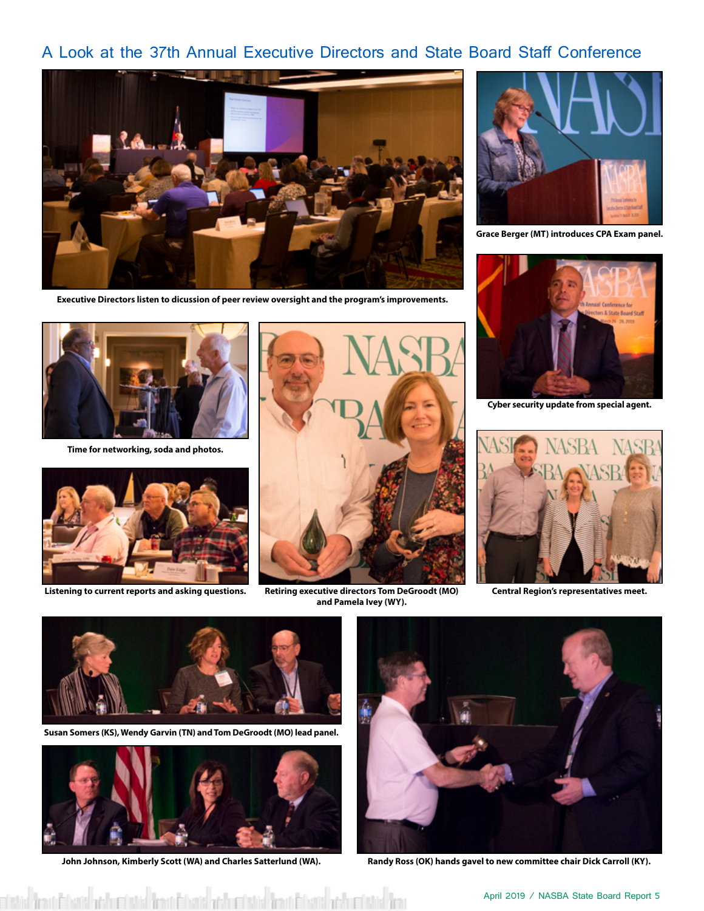# A Look at the 37th Annual Executive Directors and State Board Staff Conference

Executive Directors listen to dicussion of peer review oversight and the program's improvements.

Grace Berger (MT) introduces CPA Exam panel.

Cyber security update from special agent.

Time for networking, soda and photos.

Listening to current reports and asking questions.

Retiring executive directors Tom DeGroodt (MO) and Pamela Ivey (WY).

Central Region's representatives meet.

Susan Somers (KS), Wendy Garvin (TN) and Tom DeGroodt (MO) lead panel.

John Johnson, Kimberly Scott (WA) and Charles Satterlund (WA).

Randy Ross (OK) hands gavel to new committee chair Dick Carroll (KY).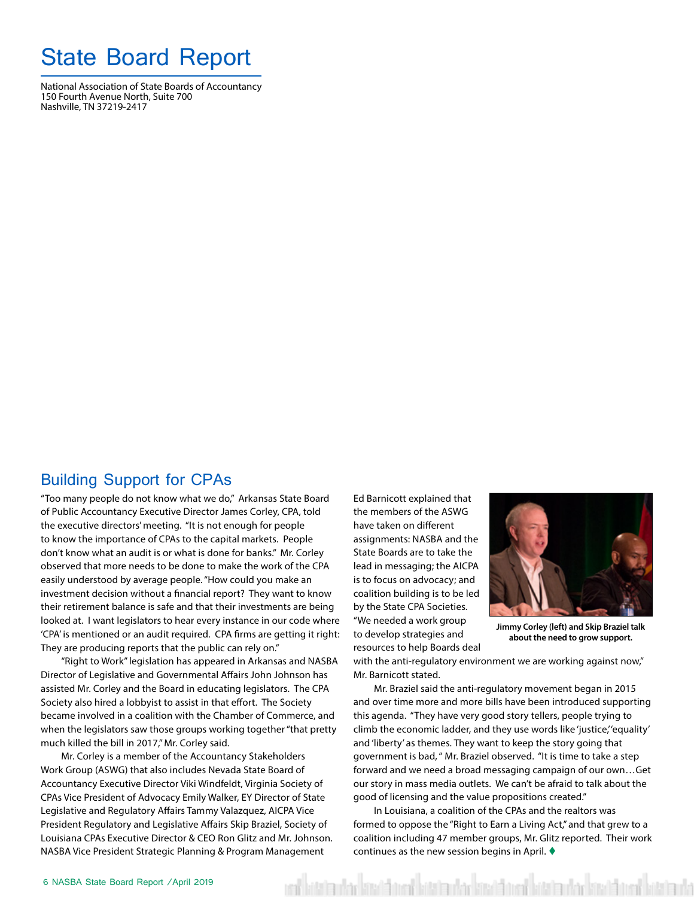# State Board Report

National Association of State Boards of Accountancy
150 Fourth Avenue North, Suite 700
Nashville, TN 37219-2417

## Building Support for CPAs

"Too many people do not know what we do," Arkansas State Board of Public Accountancy Executive Director James Corley, CPA, told the executive directors' meeting. "It is not enough for people to know the importance of CPAs to the capital markets. People don't know what an audit is or what is done for banks." Mr. Corley observed that more needs to be done to make the work of the CPA easily understood by average people. "How could you make an investment decision without a financial report? They want to know their retirement balance is safe and that their investments are being looked at. I want legislators to hear every instance in our code where 'CPA' is mentioned or an audit required. CPA firms are getting it right: They are producing reports that the public can rely on."

"Right to Work" legislation has appeared in Arkansas and NASBA Director of Legislative and Governmental Affairs John Johnson has assisted Mr. Corley and the Board in educating legislators. The CPA Society also hired a lobbyist to assist in that effort. The Society became involved in a coalition with the Chamber of Commerce, and when the legislators saw those groups working together "that pretty much killed the bill in 2017," Mr. Corley said.

Mr. Corley is a member of the Accountancy Stakeholders Work Group (ASWG) that also includes Nevada State Board of Accountancy Executive Director Viki Windfeldt, Virginia Society of CPAs Vice President of Advocacy Emily Walker, EY Director of State Legislative and Regulatory Affairs Tammy Valazquez, AICPA Vice President Regulatory and Legislative Affairs Skip Braziel, Society of Louisiana CPAs Executive Director & CEO Ron Glitz and Mr. Johnson. NASBA Vice President Strategic Planning & Program Management Ed Barnicott explained that the members of the ASWG have taken on different assignments: NASBA and the State Boards are to take the lead in messaging; the AICPA is to focus on advocacy; and coalition building is to be led by the State CPA Societies. "We needed a work group to develop strategies and resources to help Boards deal with the anti-regulatory environment we are working against now," Mr. Barnicott stated.

**Jimmy Corley (left) and Skip Braziel talk about the need to grow support.**

Mr. Braziel said the anti-regulatory movement began in 2015 and over time more and more bills have been introduced supporting this agenda. "They have very good story tellers, people trying to climb the economic ladder, and they use words like 'justice,' 'equality' and 'liberty' as themes. They want to keep the story going that government is bad," Mr. Braziel observed. "It is time to take a step forward and we need a broad messaging campaign of our own…Get our story in mass media outlets. We can't be afraid to talk about the good of licensing and the value propositions created."

In Louisiana, a coalition of the CPAs and the realtors was formed to oppose the "Right to Earn a Living Act," and that grew to a coalition including 47 member groups, Mr. Glitz reported. Their work continues as the new session begins in April. ♦